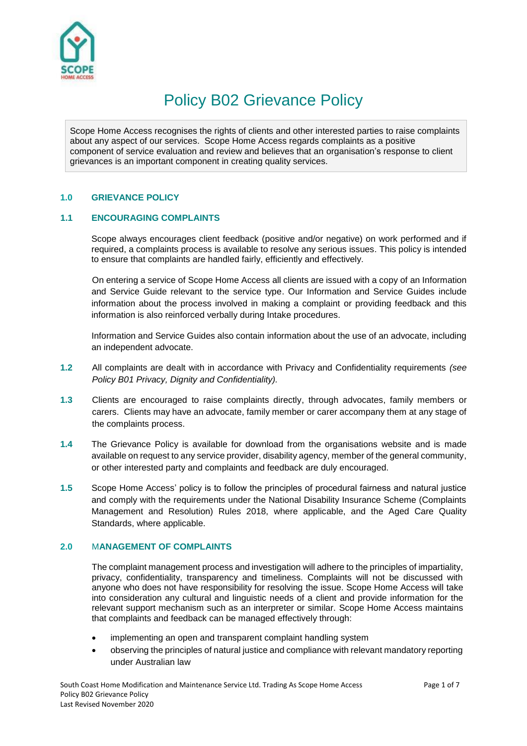# Policy B02 Grievance Policy

Scope Home Access recognises the rights of clients and other interested parties to raise complaints about any aspect of our services. Scope Home Access regards complaints as a positive component of service evaluation and review and believes that an organisation's response to client grievances is an important component in creating quality services.

## 1.0 GRIEVANCE POLICY

### 1.1 ENCOURAGING COMPLAINTS

Scope always encourages client feedback (positive and/or negative) on work performed and if required, a complaints process is available to resolve any serious issues. This policy is intended to ensure that complaints are handled fairly, efficiently and effectively.

On entering a service of Scope Home Access all clients are issued with a copy of an Information and Service Guide relevant to the service type. Our Information and Service Guides include information about the process involved in making a complaint or providing feedback and this information is also reinforced verbally during Intake procedures.

Information and Service Guides also contain information about the use of an advocate, including an independent advocate.

**1.2** All complaints are dealt with in accordance with Privacy and Confidentiality requirements *(see Policy B01 Privacy, Dignity and Confidentiality).*

**1.3** Clients are encouraged to raise complaints directly, through advocates, family members or carers. Clients may have an advocate, family member or carer accompany them at any stage of the complaints process.

**1.4** The Grievance Policy is available for download from the organisations website and is made available on request to any service provider, disability agency, member of the general community, or other interested party and complaints and feedback are duly encouraged.

**1.5** Scope Home Access' policy is to follow the principles of procedural fairness and natural justice and comply with the requirements under the National Disability Insurance Scheme (Complaints Management and Resolution) Rules 2018, where applicable, and the Aged Care Quality Standards, where applicable.

## 2.0 MANAGEMENT OF COMPLAINTS

The complaint management process and investigation will adhere to the principles of impartiality, privacy, confidentiality, transparency and timeliness. Complaints will not be discussed with anyone who does not have responsibility for resolving the issue. Scope Home Access will take into consideration any cultural and linguistic needs of a client and provide information for the relevant support mechanism such as an interpreter or similar. Scope Home Access maintains that complaints and feedback can be managed effectively through:

- implementing an open and transparent complaint handling system
- observing the principles of natural justice and compliance with relevant mandatory reporting under Australian law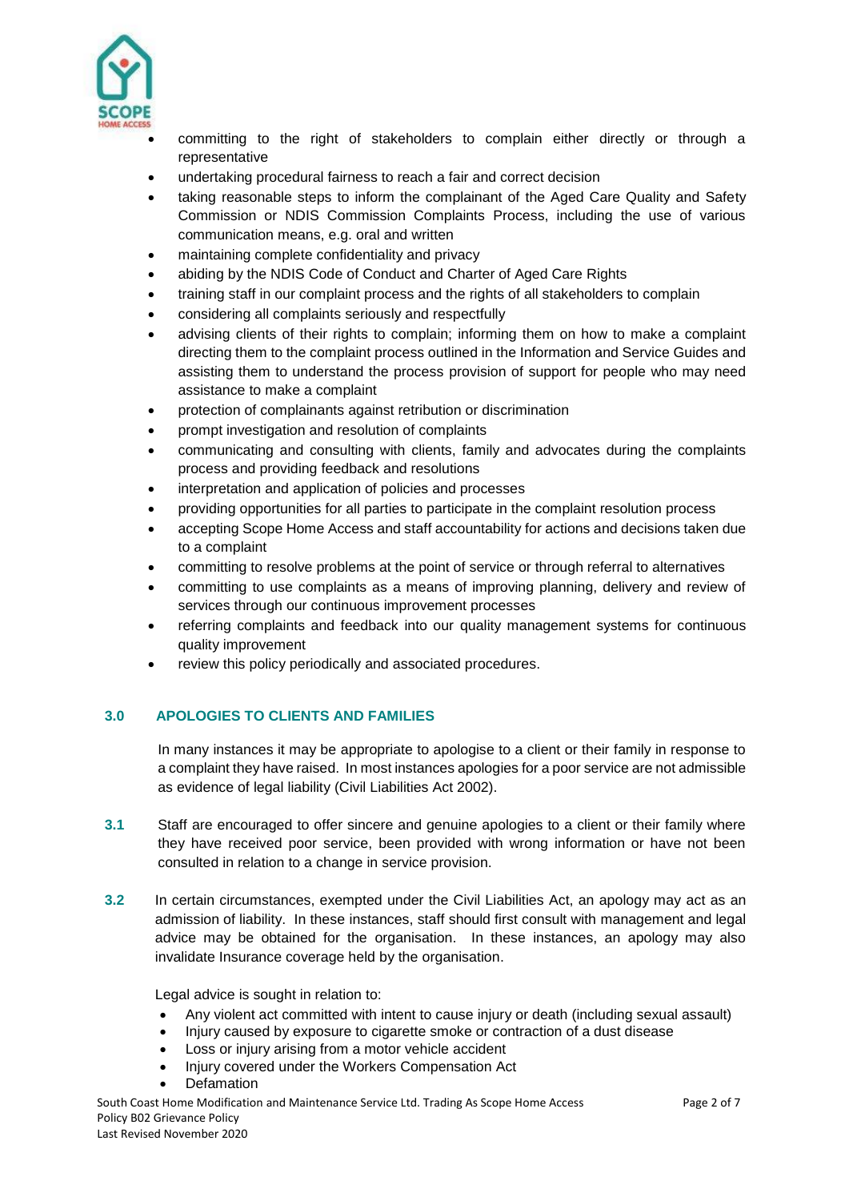- committing to the right of stakeholders to complain either directly or through a representative
- undertaking procedural fairness to reach a fair and correct decision
- taking reasonable steps to inform the complainant of the Aged Care Quality and Safety Commission or NDIS Commission Complaints Process, including the use of various communication means, e.g. oral and written
- maintaining complete confidentiality and privacy
- abiding by the NDIS Code of Conduct and Charter of Aged Care Rights
- training staff in our complaint process and the rights of all stakeholders to complain
- considering all complaints seriously and respectfully
- advising clients of their rights to complain; informing them on how to make a complaint directing them to the complaint process outlined in the Information and Service Guides and assisting them to understand the process provision of support for people who may need assistance to make a complaint
- protection of complainants against retribution or discrimination
- prompt investigation and resolution of complaints
- communicating and consulting with clients, family and advocates during the complaints process and providing feedback and resolutions
- interpretation and application of policies and processes
- providing opportunities for all parties to participate in the complaint resolution process
- accepting Scope Home Access and staff accountability for actions and decisions taken due to a complaint
- committing to resolve problems at the point of service or through referral to alternatives
- committing to use complaints as a means of improving planning, delivery and review of services through our continuous improvement processes
- referring complaints and feedback into our quality management systems for continuous quality improvement
- review this policy periodically and associated procedures.

## 3.0 APOLOGIES TO CLIENTS AND FAMILIES

In many instances it may be appropriate to apologise to a client or their family in response to a complaint they have raised. In most instances apologies for a poor service are not admissible as evidence of legal liability (Civil Liabilities Act 2002).

**3.1** Staff are encouraged to offer sincere and genuine apologies to a client or their family where they have received poor service, been provided with wrong information or have not been consulted in relation to a change in service provision.

**3.2** In certain circumstances, exempted under the Civil Liabilities Act, an apology may act as an admission of liability. In these instances, staff should first consult with management and legal advice may be obtained for the organisation. In these instances, an apology may also invalidate Insurance coverage held by the organisation.

Legal advice is sought in relation to:

- Any violent act committed with intent to cause injury or death (including sexual assault)
- Injury caused by exposure to cigarette smoke or contraction of a dust disease
- Loss or injury arising from a motor vehicle accident
- Injury covered under the Workers Compensation Act
- Defamation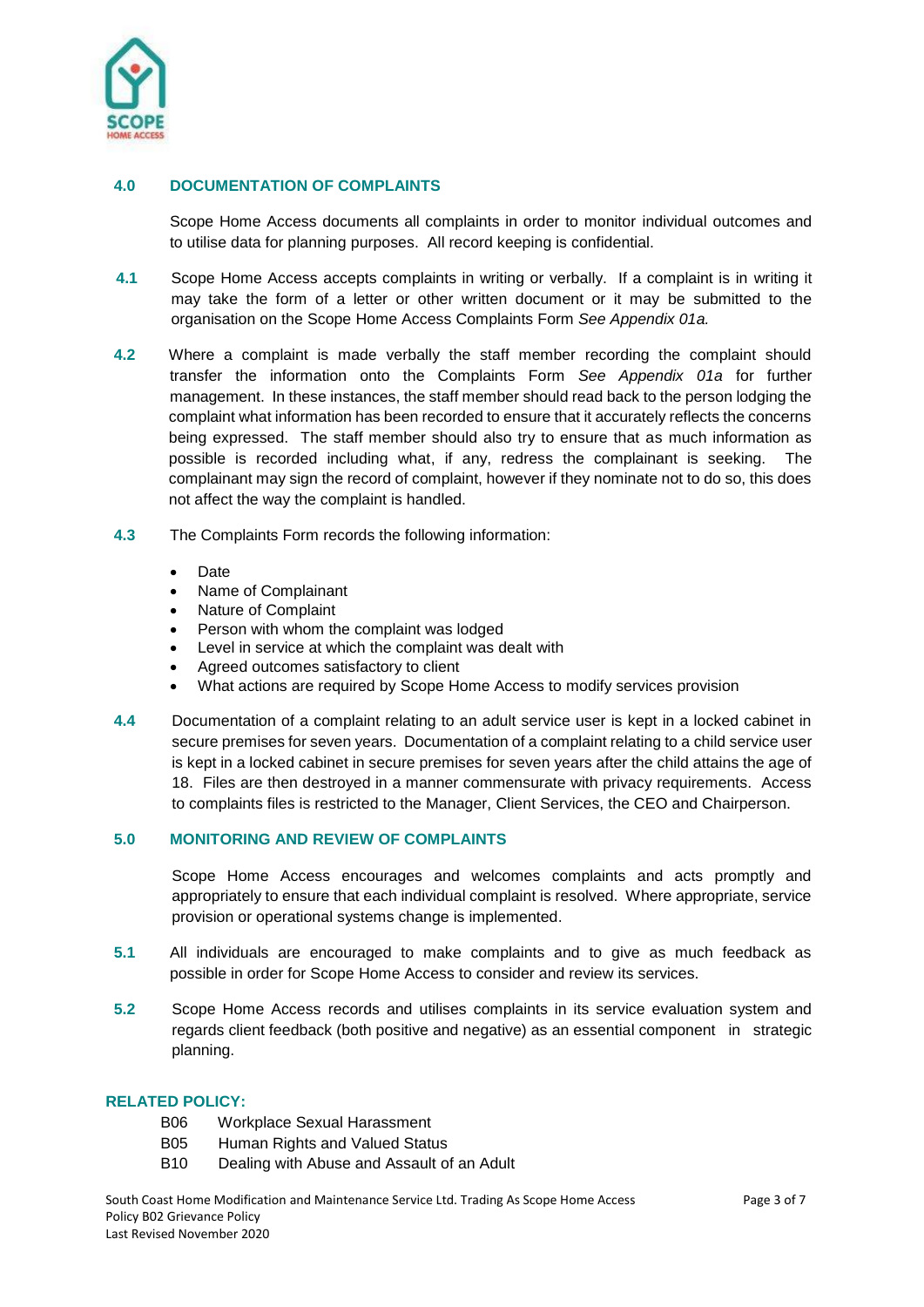## 4.0 DOCUMENTATION OF COMPLAINTS

Scope Home Access documents all complaints in order to monitor individual outcomes and to utilise data for planning purposes. All record keeping is confidential.

**4.1** Scope Home Access accepts complaints in writing or verbally. If a complaint is in writing it may take the form of a letter or other written document or it may be submitted to the organisation on the Scope Home Access Complaints Form *See Appendix 01a.*

**4.2** Where a complaint is made verbally the staff member recording the complaint should transfer the information onto the Complaints Form *See Appendix 01a* for further management. In these instances, the staff member should read back to the person lodging the complaint what information has been recorded to ensure that it accurately reflects the concerns being expressed. The staff member should also try to ensure that as much information as possible is recorded including what, if any, redress the complainant is seeking. The complainant may sign the record of complaint, however if they nominate not to do so, this does not affect the way the complaint is handled.

**4.3** The Complaints Form records the following information:

- Date
- Name of Complainant
- Nature of Complaint
- Person with whom the complaint was lodged
- Level in service at which the complaint was dealt with
- Agreed outcomes satisfactory to client
- What actions are required by Scope Home Access to modify services provision

**4.4** Documentation of a complaint relating to an adult service user is kept in a locked cabinet in secure premises for seven years. Documentation of a complaint relating to a child service user is kept in a locked cabinet in secure premises for seven years after the child attains the age of 18. Files are then destroyed in a manner commensurate with privacy requirements. Access to complaints files is restricted to the Manager, Client Services, the CEO and Chairperson.

## 5.0 MONITORING AND REVIEW OF COMPLAINTS

Scope Home Access encourages and welcomes complaints and acts promptly and appropriately to ensure that each individual complaint is resolved. Where appropriate, service provision or operational systems change is implemented.

**5.1** All individuals are encouraged to make complaints and to give as much feedback as possible in order for Scope Home Access to consider and review its services.

**5.2** Scope Home Access records and utilises complaints in its service evaluation system and regards client feedback (both positive and negative) as an essential component in strategic planning.

### RELATED POLICY:

- B06 Workplace Sexual Harassment
- B05 Human Rights and Valued Status
- B10 Dealing with Abuse and Assault of an Adult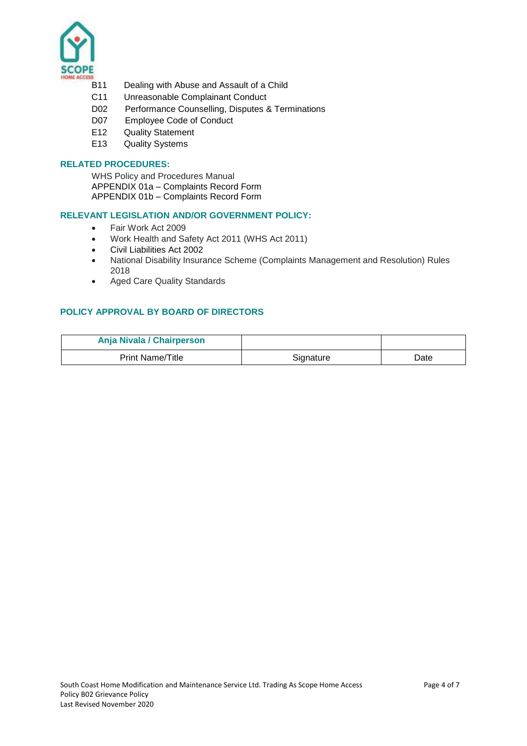B11 Dealing with Abuse and Assault of a Child
C11 Unreasonable Complainant Conduct
D02 Performance Counselling, Disputes & Terminations
D07 Employee Code of Conduct
E12 Quality Statement
E13 Quality Systems

## RELATED PROCEDURES:

WHS Policy and Procedures Manual
APPENDIX 01a – Complaints Record Form
APPENDIX 01b – Complaints Record Form

## RELEVANT LEGISLATION AND/OR GOVERNMENT POLICY:

- Fair Work Act 2009
- Work Health and Safety Act 2011 (WHS Act 2011)
- Civil Liabilities Act 2002
- National Disability Insurance Scheme (Complaints Management and Resolution) Rules 2018
- Aged Care Quality Standards

## POLICY APPROVAL BY BOARD OF DIRECTORS

| **Anja Nivala / Chairperson** | | |
|---|---|---|
| Print Name/Title | Signature | Date |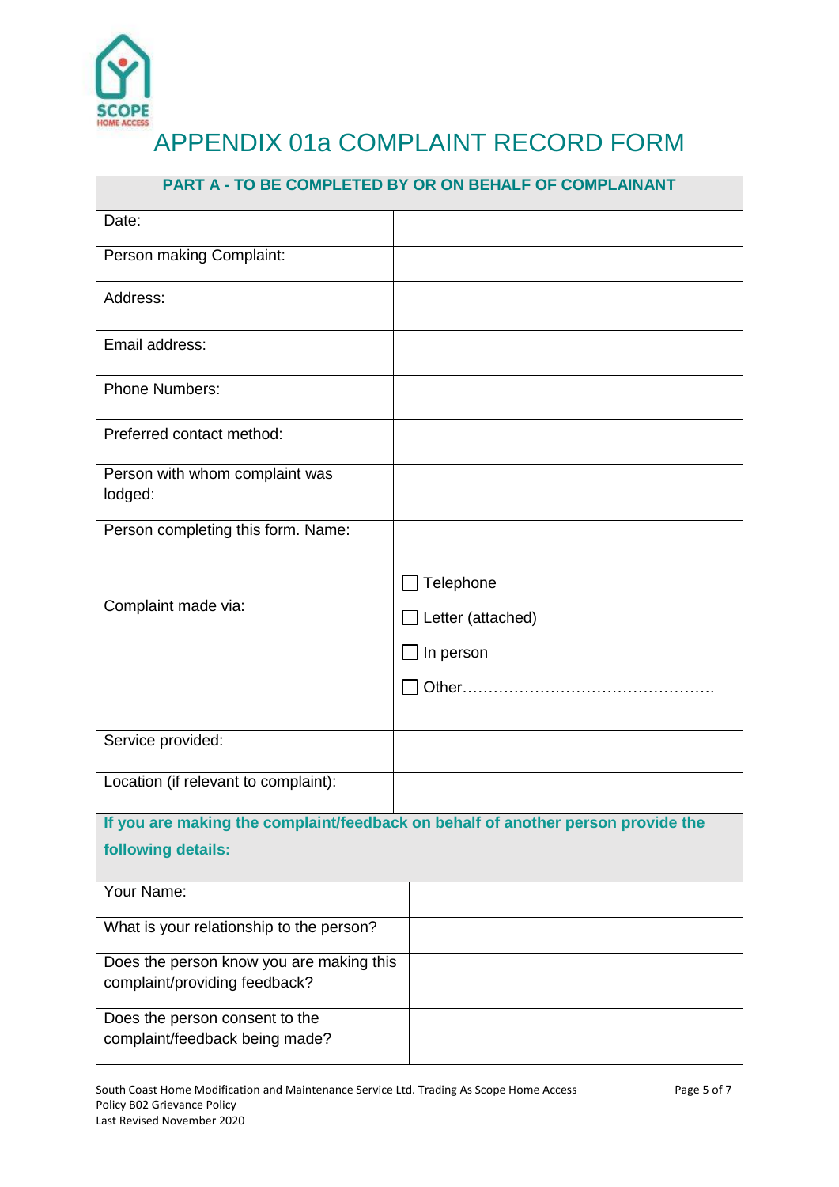# APPENDIX 01a COMPLAINT RECORD FORM

| PART A - TO BE COMPLETED BY OR ON BEHALF OF COMPLAINANT | |
|---|---|
| Date: | |
| Person making Complaint: | |
| Address: | |
| Email address: | |
| Phone Numbers: | |
| Preferred contact method: | |
| Person with whom complaint was lodged: | |
| Person completing this form. Name: | |
| Complaint made via: | ☐ Telephone<br>☐ Letter (attached)<br>☐ In person<br>☐ Other………………………………………… |
| Service provided: | |
| Location (if relevant to complaint): | |
| **If you are making the complaint/feedback on behalf of another person provide the following details:** | |
| Your Name: | |
| What is your relationship to the person? | |
| Does the person know you are making this complaint/providing feedback? | |
| Does the person consent to the complaint/feedback being made? | |

South Coast Home Modification and Maintenance Service Ltd. Trading As Scope Home Access
Policy B02 Grievance Policy
Last Revised November 2020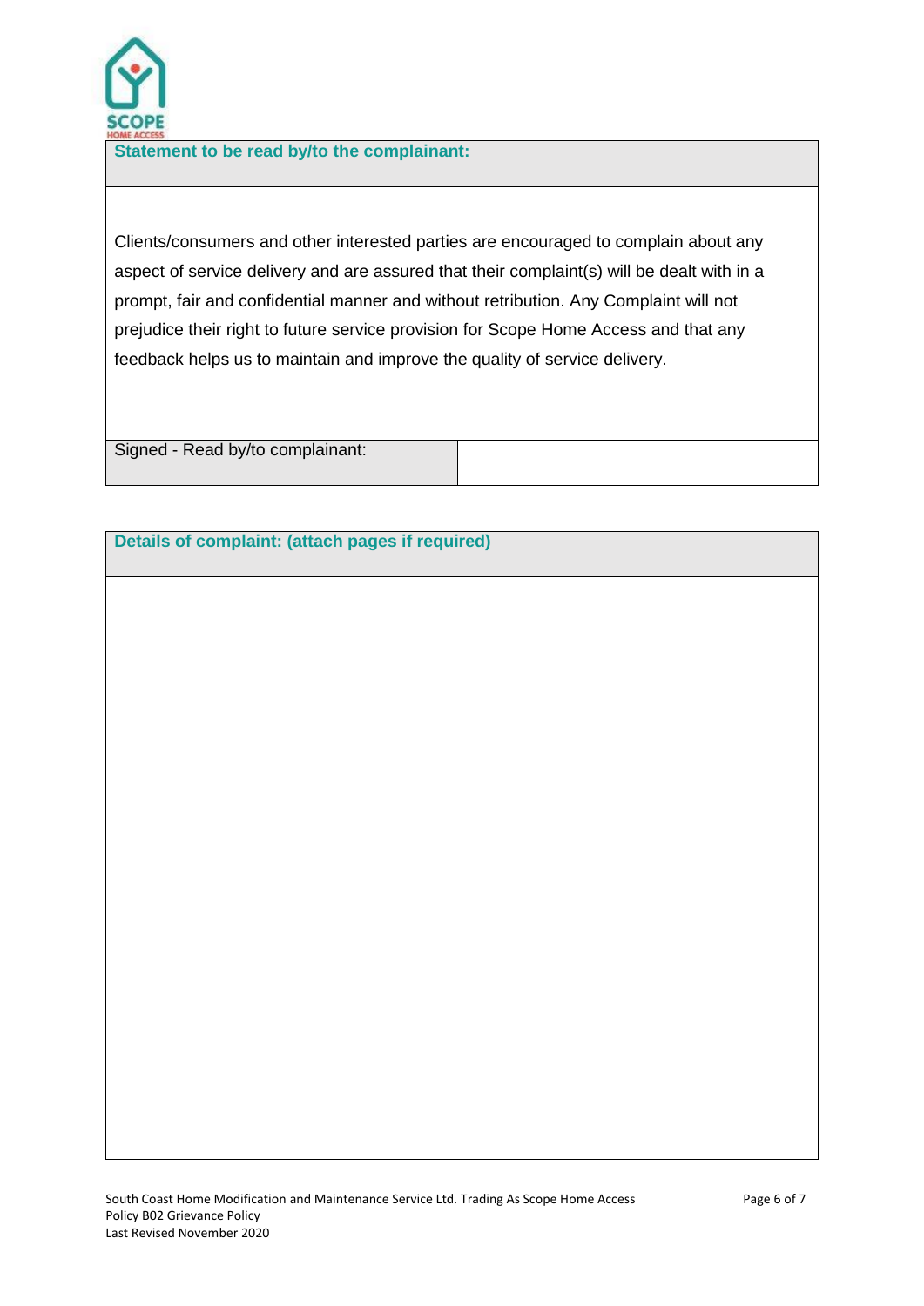| Statement to be read by/to the complainant: |
|---|
| Clients/consumers and other interested parties are encouraged to complain about any aspect of service delivery and are assured that their complaint(s) will be dealt with in a prompt, fair and confidential manner and without retribution. Any Complaint will not prejudice their right to future service provision for Scope Home Access and that any feedback helps us to maintain and improve the quality of service delivery. |

| Signed - Read by/to complainant: | |
|---|---|

| Details of complaint: (attach pages if required) |
|---|
| |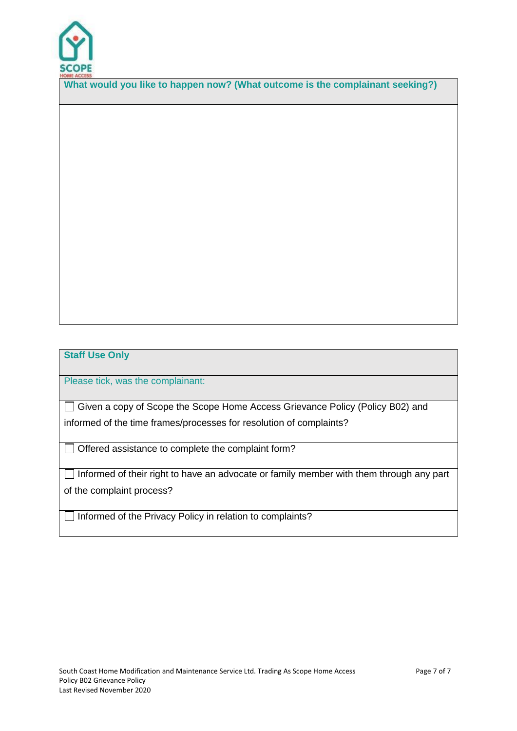| What would you like to happen now? (What outcome is the complainant seeking?) |
| --- |
| |

| Staff Use Only |
| --- |
| Please tick, was the complainant: |
| ☐ Given a copy of Scope the Scope Home Access Grievance Policy (Policy B02) and informed of the time frames/processes for resolution of complaints? |
| ☐ Offered assistance to complete the complaint form? |
| ☐ Informed of their right to have an advocate or family member with them through any part of the complaint process? |
| ☐ Informed of the Privacy Policy in relation to complaints? |